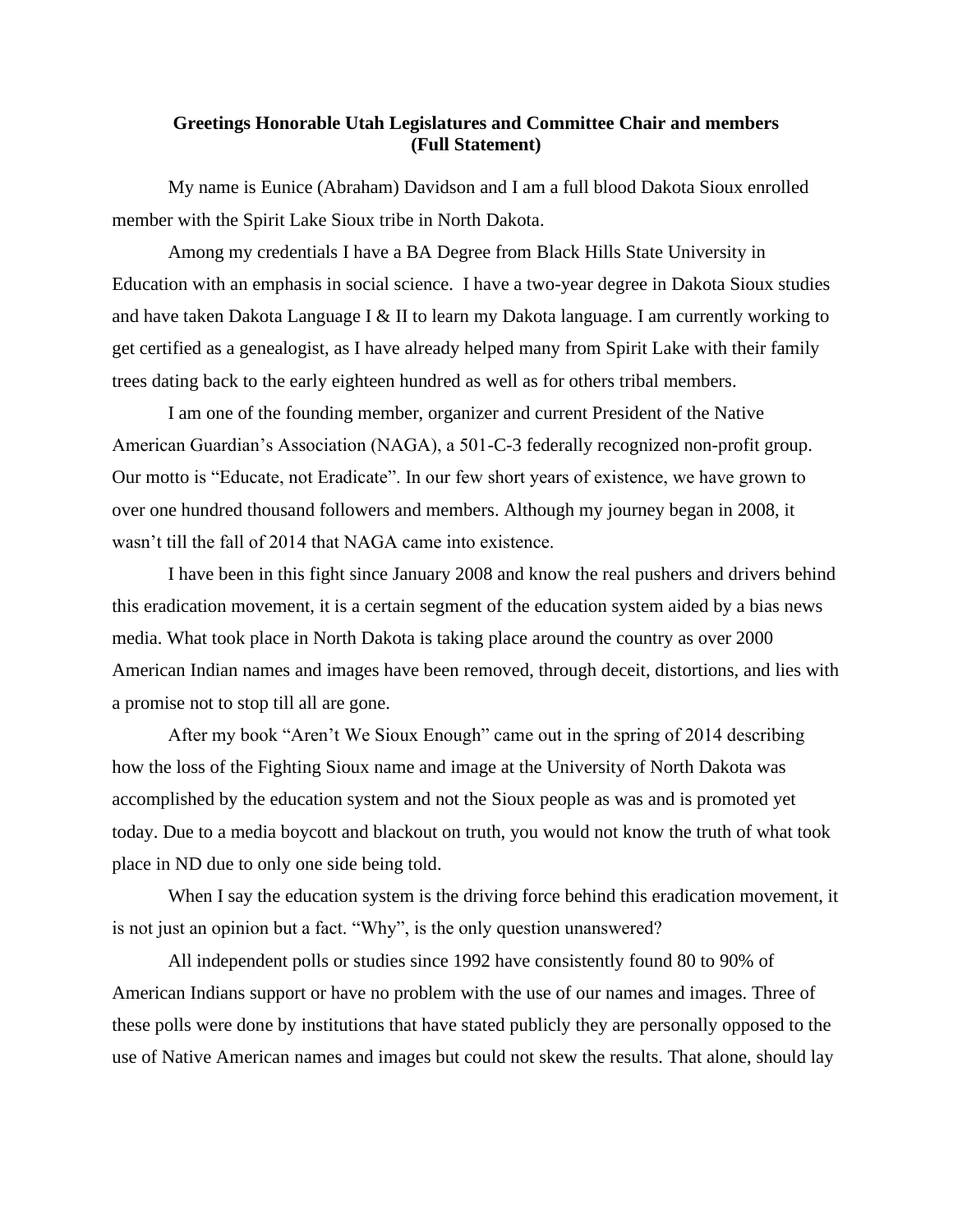**Greetings Honorable Utah Legislatures and Committee Chair and members (Full Statement)**

My name is Eunice (Abraham) Davidson and I am a full blood Dakota Sioux enrolled member with the Spirit Lake Sioux tribe in North Dakota.

Among my credentials I have a BA Degree from Black Hills State University in Education with an emphasis in social science. I have a two-year degree in Dakota Sioux studies and have taken Dakota Language I & II to learn my Dakota language. I am currently working to get certified as a genealogist, as I have already helped many from Spirit Lake with their family trees dating back to the early eighteen hundred as well as for others tribal members.

I am one of the founding member, organizer and current President of the Native American Guardian's Association (NAGA), a 501-C-3 federally recognized non-profit group. Our motto is "Educate, not Eradicate". In our few short years of existence, we have grown to over one hundred thousand followers and members. Although my journey began in 2008, it wasn't till the fall of 2014 that NAGA came into existence.

I have been in this fight since January 2008 and know the real pushers and drivers behind this eradication movement, it is a certain segment of the education system aided by a bias news media. What took place in North Dakota is taking place around the country as over 2000 American Indian names and images have been removed, through deceit, distortions, and lies with a promise not to stop till all are gone.

After my book "Aren't We Sioux Enough" came out in the spring of 2014 describing how the loss of the Fighting Sioux name and image at the University of North Dakota was accomplished by the education system and not the Sioux people as was and is promoted yet today. Due to a media boycott and blackout on truth, you would not know the truth of what took place in ND due to only one side being told.

When I say the education system is the driving force behind this eradication movement, it is not just an opinion but a fact. "Why", is the only question unanswered?

All independent polls or studies since 1992 have consistently found 80 to 90% of American Indians support or have no problem with the use of our names and images. Three of these polls were done by institutions that have stated publicly they are personally opposed to the use of Native American names and images but could not skew the results. That alone, should lay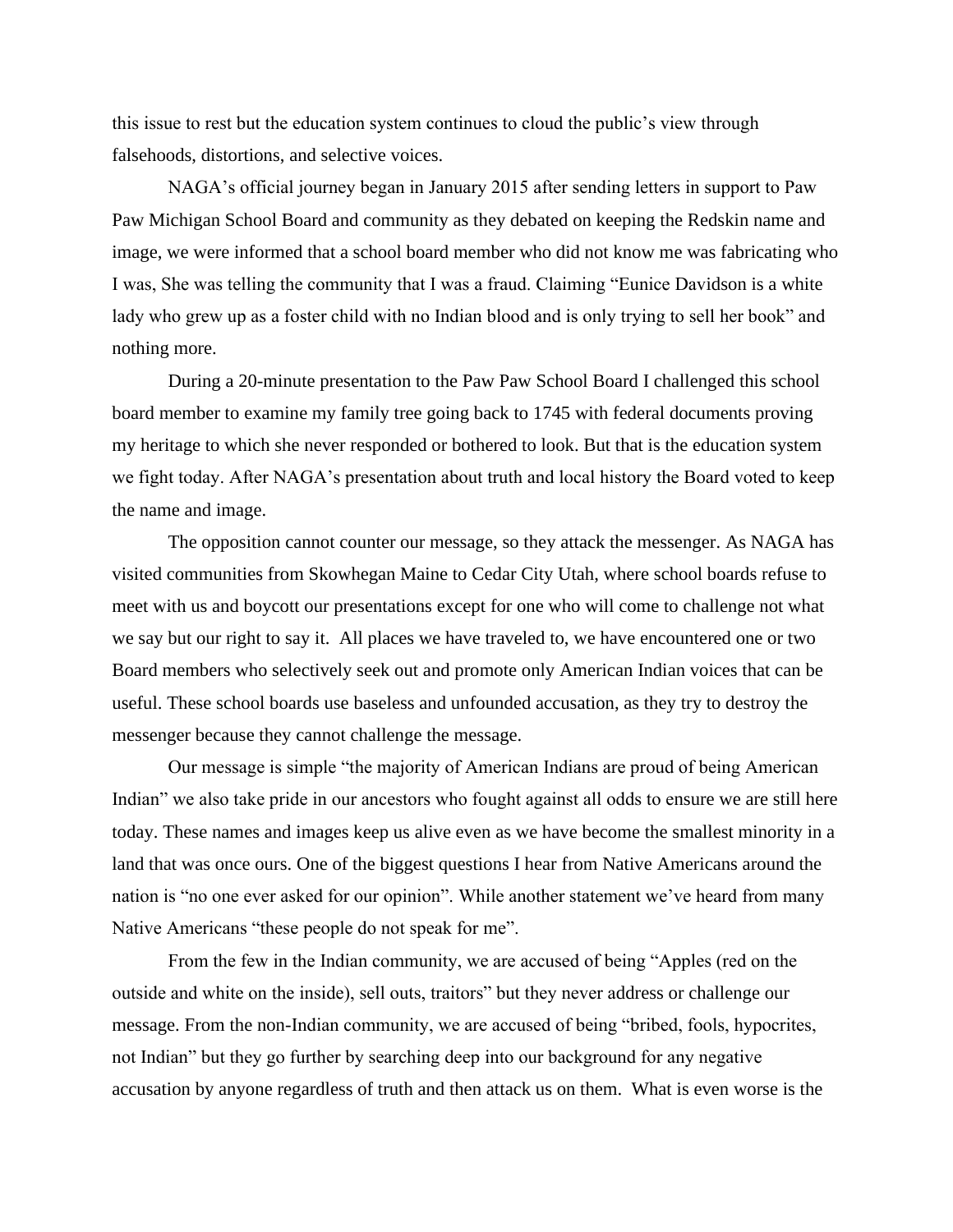this issue to rest but the education system continues to cloud the public's view through falsehoods, distortions, and selective voices.

NAGA's official journey began in January 2015 after sending letters in support to Paw Paw Michigan School Board and community as they debated on keeping the Redskin name and image, we were informed that a school board member who did not know me was fabricating who I was, She was telling the community that I was a fraud. Claiming "Eunice Davidson is a white lady who grew up as a foster child with no Indian blood and is only trying to sell her book" and nothing more.

During a 20-minute presentation to the Paw Paw School Board I challenged this school board member to examine my family tree going back to 1745 with federal documents proving my heritage to which she never responded or bothered to look. But that is the education system we fight today. After NAGA's presentation about truth and local history the Board voted to keep the name and image.

The opposition cannot counter our message, so they attack the messenger. As NAGA has visited communities from Skowhegan Maine to Cedar City Utah, where school boards refuse to meet with us and boycott our presentations except for one who will come to challenge not what we say but our right to say it. All places we have traveled to, we have encountered one or two Board members who selectively seek out and promote only American Indian voices that can be useful. These school boards use baseless and unfounded accusation, as they try to destroy the messenger because they cannot challenge the message.

Our message is simple "the majority of American Indians are proud of being American Indian" we also take pride in our ancestors who fought against all odds to ensure we are still here today. These names and images keep us alive even as we have become the smallest minority in a land that was once ours. One of the biggest questions I hear from Native Americans around the nation is "no one ever asked for our opinion". While another statement we've heard from many Native Americans "these people do not speak for me".

From the few in the Indian community, we are accused of being "Apples (red on the outside and white on the inside), sell outs, traitors" but they never address or challenge our message. From the non-Indian community, we are accused of being "bribed, fools, hypocrites, not Indian" but they go further by searching deep into our background for any negative accusation by anyone regardless of truth and then attack us on them. What is even worse is the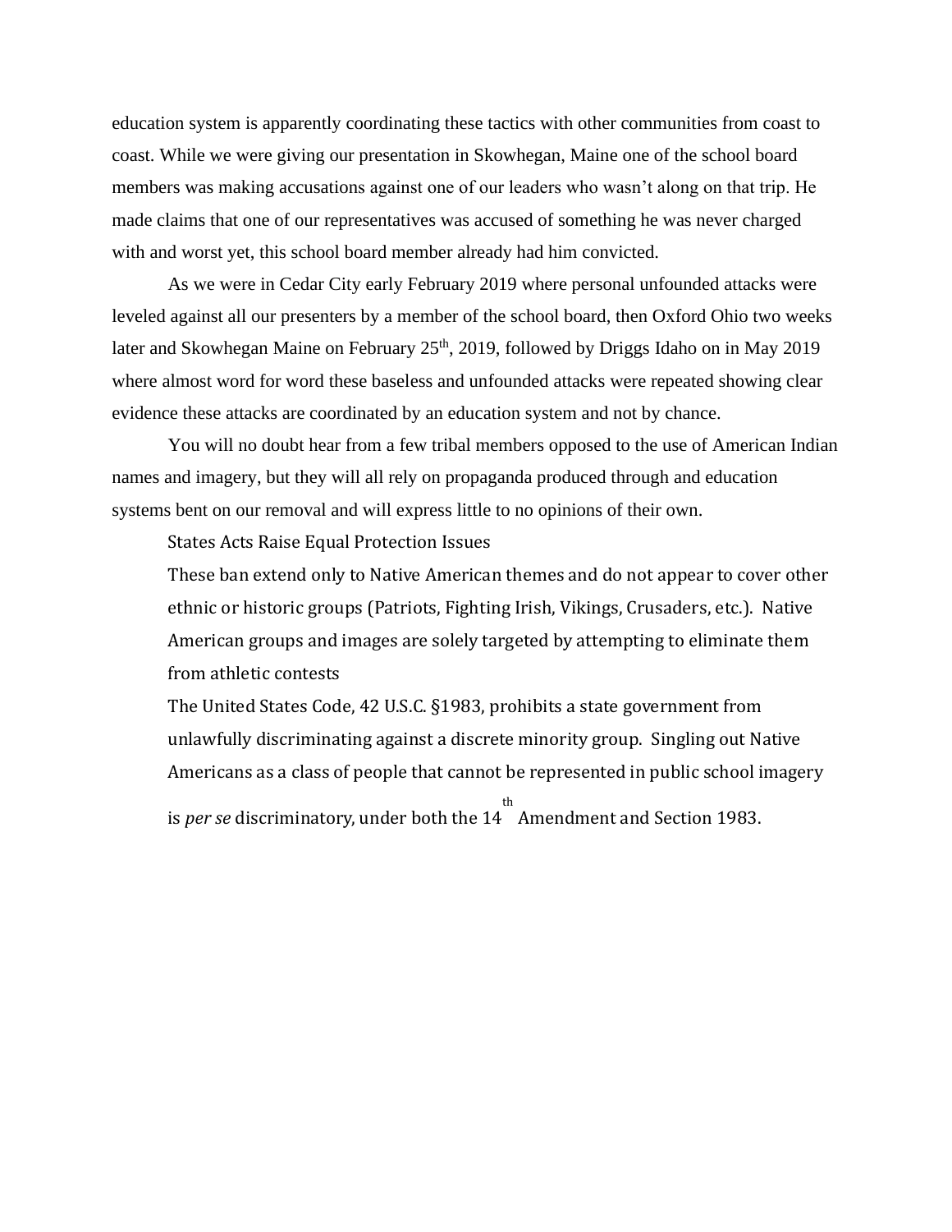education system is apparently coordinating these tactics with other communities from coast to coast. While we were giving our presentation in Skowhegan, Maine one of the school board members was making accusations against one of our leaders who wasn't along on that trip. He made claims that one of our representatives was accused of something he was never charged with and worst yet, this school board member already had him convicted.

As we were in Cedar City early February 2019 where personal unfounded attacks were leveled against all our presenters by a member of the school board, then Oxford Ohio two weeks later and Skowhegan Maine on February 25th, 2019, followed by Driggs Idaho on in May 2019 where almost word for word these baseless and unfounded attacks were repeated showing clear evidence these attacks are coordinated by an education system and not by chance.

You will no doubt hear from a few tribal members opposed to the use of American Indian names and imagery, but they will all rely on propaganda produced through and education systems bent on our removal and will express little to no opinions of their own.

States Acts Raise Equal Protection Issues

These ban extend only to Native American themes and do not appear to cover other ethnic or historic groups (Patriots, Fighting Irish, Vikings, Crusaders, etc.). Native American groups and images are solely targeted by attempting to eliminate them from athletic contests

The United States Code, 42 U.S.C. §1983, prohibits a state government from unlawfully discriminating against a discrete minority group. Singling out Native Americans as a class of people that cannot be represented in public school imagery is *per se* discriminatory, under both the 14th Amendment and Section 1983.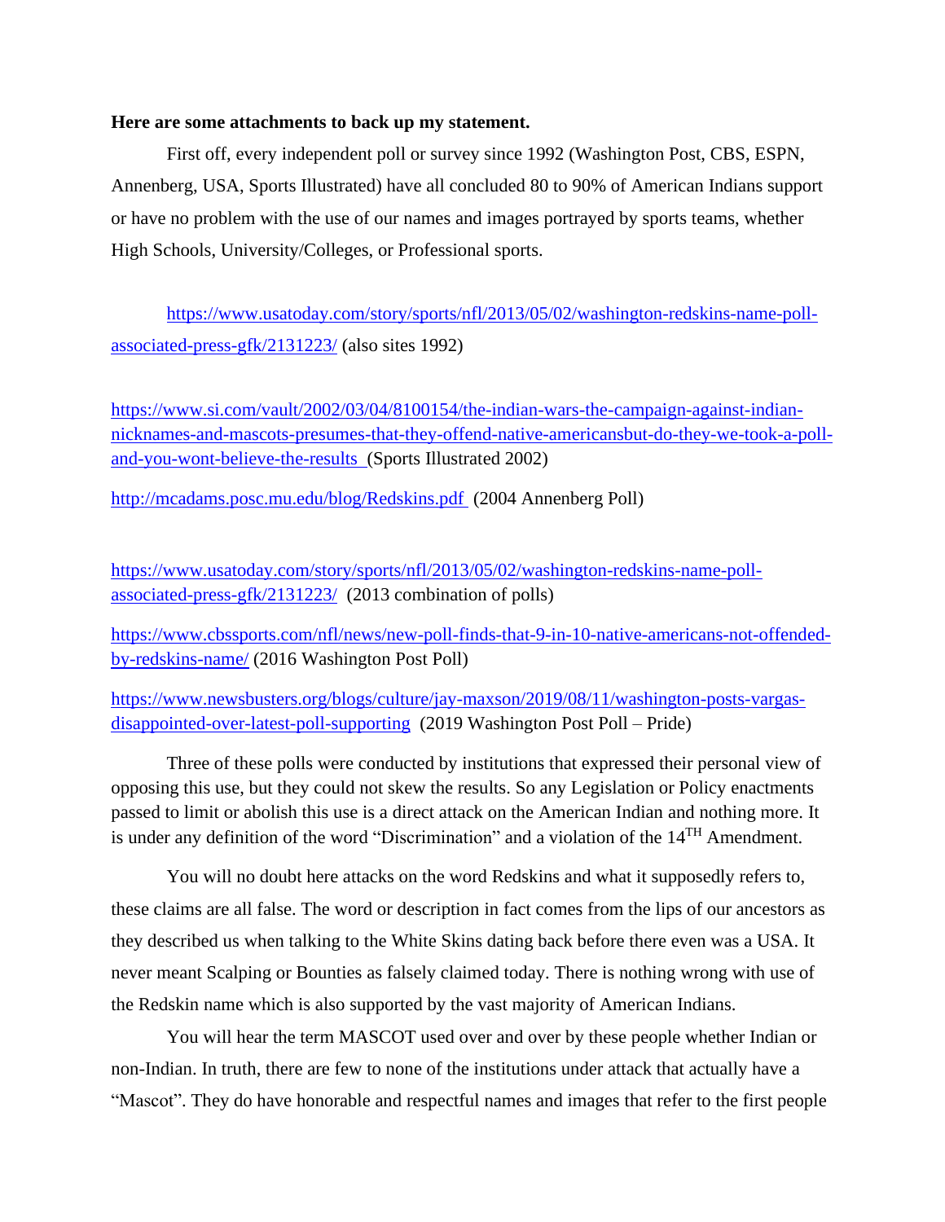**Here are some attachments to back up my statement.**

First off, every independent poll or survey since 1992 (Washington Post, CBS, ESPN, Annenberg, USA, Sports Illustrated) have all concluded 80 to 90% of American Indians support or have no problem with the use of our names and images portrayed by sports teams, whether High Schools, University/Colleges, or Professional sports.

https://www.usatoday.com/story/sports/nfl/2013/05/02/washington-redskins-name-poll-associated-press-gfk/2131223/ (also sites 1992)

https://www.si.com/vault/2002/03/04/8100154/the-indian-wars-the-campaign-against-indian-nicknames-and-mascots-presumes-that-they-offend-native-americansbut-do-they-we-took-a-poll-and-you-wont-believe-the-results (Sports Illustrated 2002)

http://mcadams.posc.mu.edu/blog/Redskins.pdf (2004 Annenberg Poll)

https://www.usatoday.com/story/sports/nfl/2013/05/02/washington-redskins-name-poll-associated-press-gfk/2131223/ (2013 combination of polls)

https://www.cbssports.com/nfl/news/new-poll-finds-that-9-in-10-native-americans-not-offended-by-redskins-name/ (2016 Washington Post Poll)

https://www.newsbusters.org/blogs/culture/jay-maxson/2019/08/11/washington-posts-vargas-disappointed-over-latest-poll-supporting (2019 Washington Post Poll – Pride)

Three of these polls were conducted by institutions that expressed their personal view of opposing this use, but they could not skew the results. So any Legislation or Policy enactments passed to limit or abolish this use is a direct attack on the American Indian and nothing more. It is under any definition of the word "Discrimination" and a violation of the 14TH Amendment.

You will no doubt here attacks on the word Redskins and what it supposedly refers to, these claims are all false. The word or description in fact comes from the lips of our ancestors as they described us when talking to the White Skins dating back before there even was a USA. It never meant Scalping or Bounties as falsely claimed today. There is nothing wrong with use of the Redskin name which is also supported by the vast majority of American Indians.

You will hear the term MASCOT used over and over by these people whether Indian or non-Indian. In truth, there are few to none of the institutions under attack that actually have a "Mascot". They do have honorable and respectful names and images that refer to the first people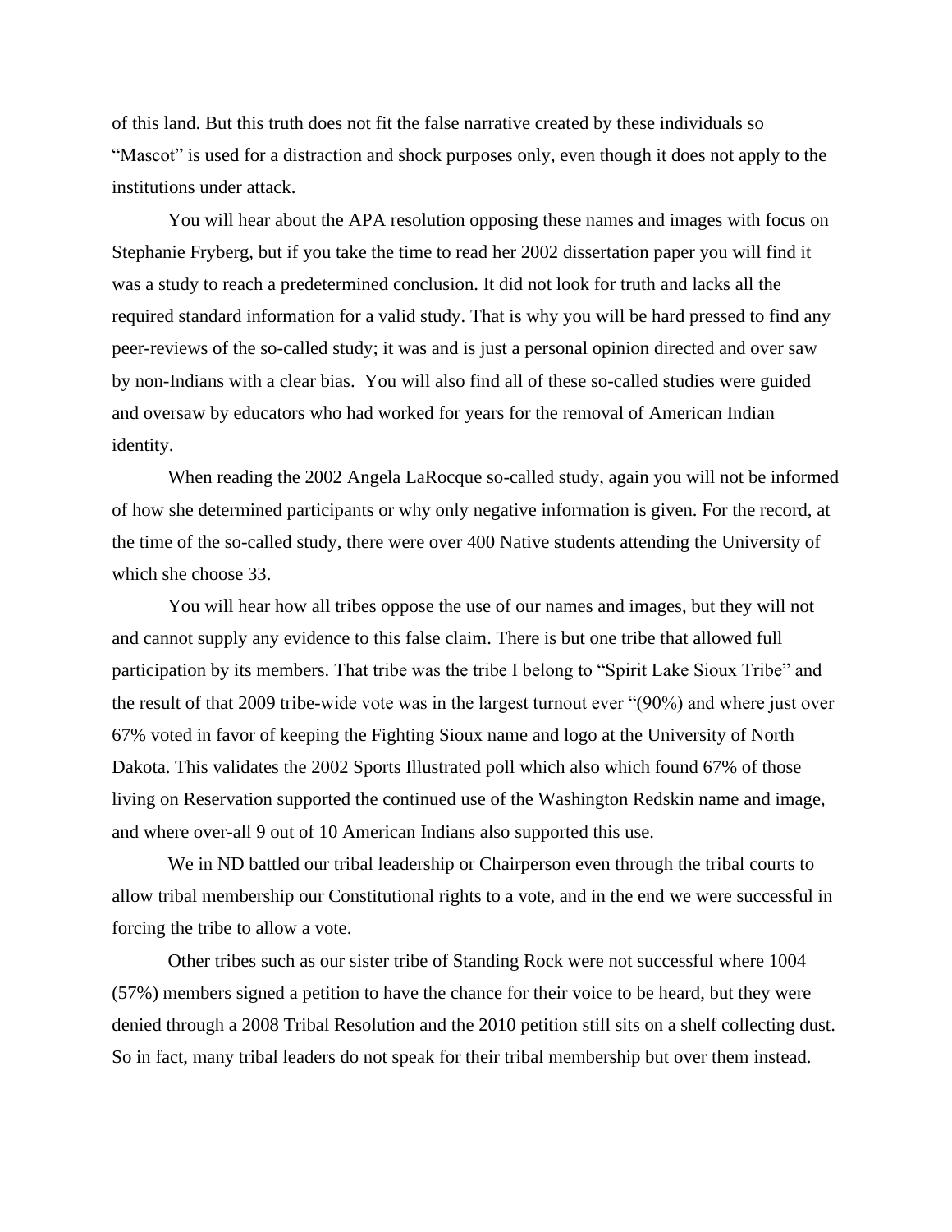of this land. But this truth does not fit the false narrative created by these individuals so "Mascot" is used for a distraction and shock purposes only, even though it does not apply to the institutions under attack.

You will hear about the APA resolution opposing these names and images with focus on Stephanie Fryberg, but if you take the time to read her 2002 dissertation paper you will find it was a study to reach a predetermined conclusion. It did not look for truth and lacks all the required standard information for a valid study. That is why you will be hard pressed to find any peer-reviews of the so-called study; it was and is just a personal opinion directed and over saw by non-Indians with a clear bias. You will also find all of these so-called studies were guided and oversaw by educators who had worked for years for the removal of American Indian identity.

When reading the 2002 Angela LaRocque so-called study, again you will not be informed of how she determined participants or why only negative information is given. For the record, at the time of the so-called study, there were over 400 Native students attending the University of which she choose 33.

You will hear how all tribes oppose the use of our names and images, but they will not and cannot supply any evidence to this false claim. There is but one tribe that allowed full participation by its members. That tribe was the tribe I belong to "Spirit Lake Sioux Tribe" and the result of that 2009 tribe-wide vote was in the largest turnout ever "(90%) and where just over 67% voted in favor of keeping the Fighting Sioux name and logo at the University of North Dakota. This validates the 2002 Sports Illustrated poll which also which found 67% of those living on Reservation supported the continued use of the Washington Redskin name and image, and where over-all 9 out of 10 American Indians also supported this use.

We in ND battled our tribal leadership or Chairperson even through the tribal courts to allow tribal membership our Constitutional rights to a vote, and in the end we were successful in forcing the tribe to allow a vote.

Other tribes such as our sister tribe of Standing Rock were not successful where 1004 (57%) members signed a petition to have the chance for their voice to be heard, but they were denied through a 2008 Tribal Resolution and the 2010 petition still sits on a shelf collecting dust. So in fact, many tribal leaders do not speak for their tribal membership but over them instead.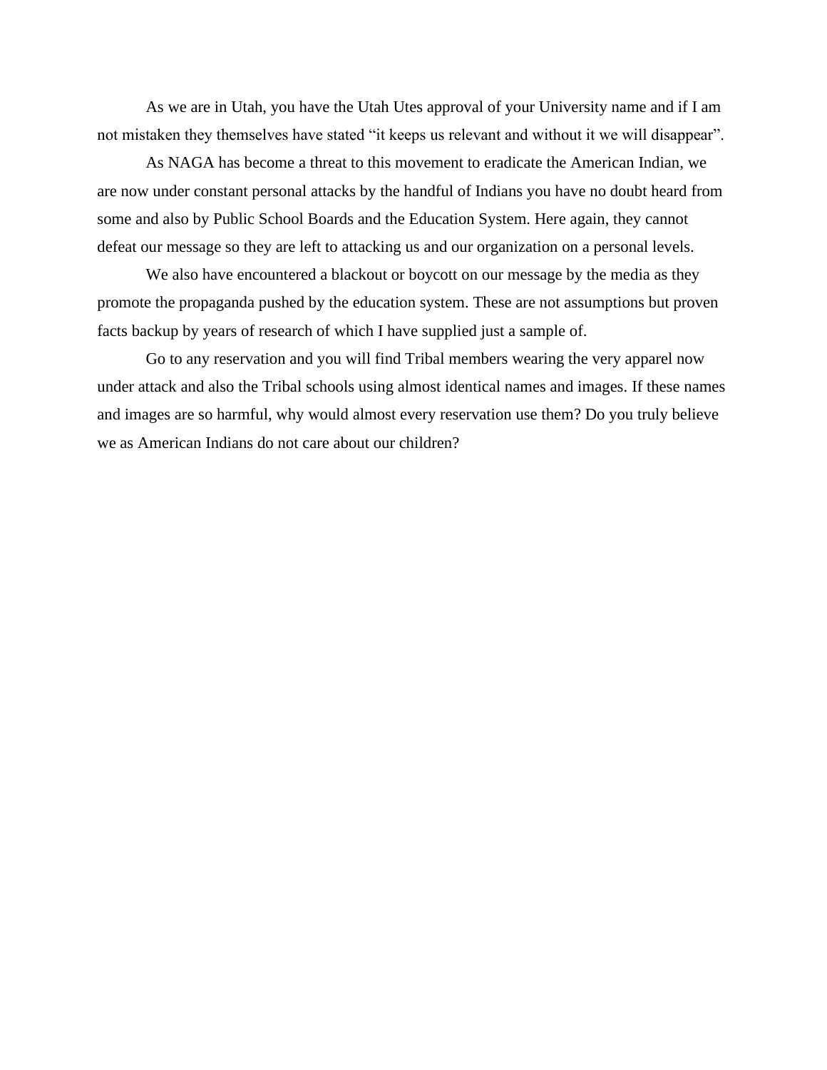As we are in Utah, you have the Utah Utes approval of your University name and if I am not mistaken they themselves have stated "it keeps us relevant and without it we will disappear".

As NAGA has become a threat to this movement to eradicate the American Indian, we are now under constant personal attacks by the handful of Indians you have no doubt heard from some and also by Public School Boards and the Education System. Here again, they cannot defeat our message so they are left to attacking us and our organization on a personal levels.

We also have encountered a blackout or boycott on our message by the media as they promote the propaganda pushed by the education system. These are not assumptions but proven facts backup by years of research of which I have supplied just a sample of.

Go to any reservation and you will find Tribal members wearing the very apparel now under attack and also the Tribal schools using almost identical names and images. If these names and images are so harmful, why would almost every reservation use them? Do you truly believe we as American Indians do not care about our children?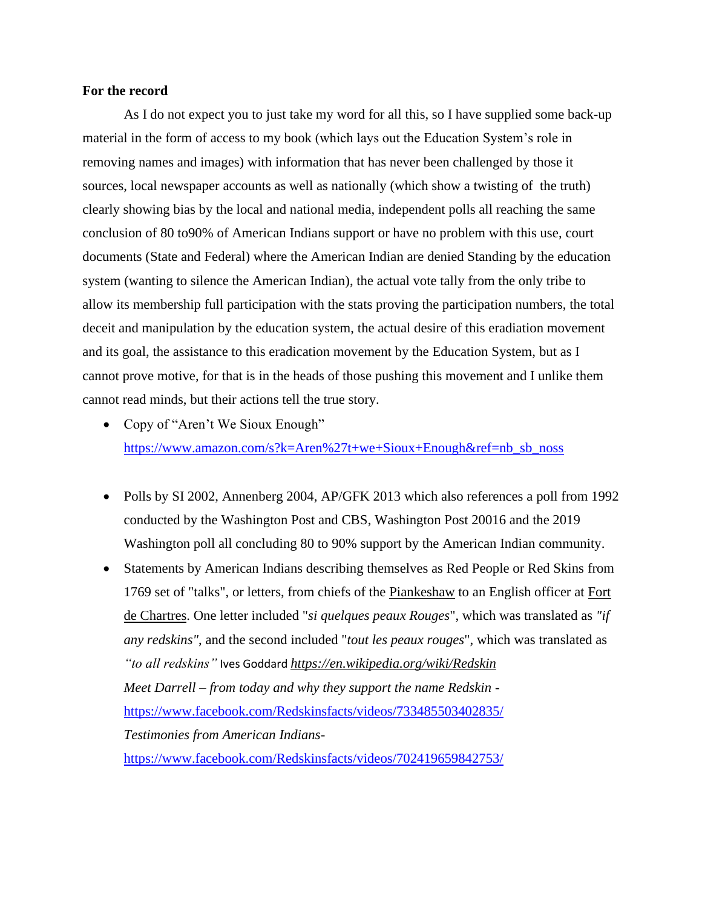**For the record**

As I do not expect you to just take my word for all this, so I have supplied some back-up material in the form of access to my book (which lays out the Education System's role in removing names and images) with information that has never been challenged by those it sources, local newspaper accounts as well as nationally (which show a twisting of the truth) clearly showing bias by the local and national media, independent polls all reaching the same conclusion of 80 to90% of American Indians support or have no problem with this use, court documents (State and Federal) where the American Indian are denied Standing by the education system (wanting to silence the American Indian), the actual vote tally from the only tribe to allow its membership full participation with the stats proving the participation numbers, the total deceit and manipulation by the education system, the actual desire of this eradiation movement and its goal, the assistance to this eradication movement by the Education System, but as I cannot prove motive, for that is in the heads of those pushing this movement and I unlike them cannot read minds, but their actions tell the true story.

- Copy of "Aren't We Sioux Enough"
  [https://www.amazon.com/s?k=Aren%27t+we+Sioux+Enough&ref=nb_sb_noss](https://www.amazon.com/s?k=Aren%27t+we+Sioux+Enough&ref=nb_sb_noss)

- Polls by SI 2002, Annenberg 2004, AP/GFK 2013 which also references a poll from 1992 conducted by the Washington Post and CBS, Washington Post 20016 and the 2019 Washington poll all concluding 80 to 90% support by the American Indian community.
- Statements by American Indians describing themselves as Red People or Red Skins from 1769 set of "talks", or letters, from chiefs of the Piankeshaw to an English officer at Fort de Chartres. One letter included "*si quelques peaux Rouges*", which was translated as *"if any redskins"*, and the second included "*tout les peaux rouges*", which was translated as *"to all redskins"* Ives Goddard *[https://en.wikipedia.org/wiki/Redskin](https://en.wikipedia.org/wiki/Redskin)*
  *Meet Darrell – from today and why they support the name Redskin -* [https://www.facebook.com/Redskinsfacts/videos/733485503402835/](https://www.facebook.com/Redskinsfacts/videos/733485503402835/)
  *Testimonies from American Indians-* [https://www.facebook.com/Redskinsfacts/videos/702419659842753/](https://www.facebook.com/Redskinsfacts/videos/702419659842753/)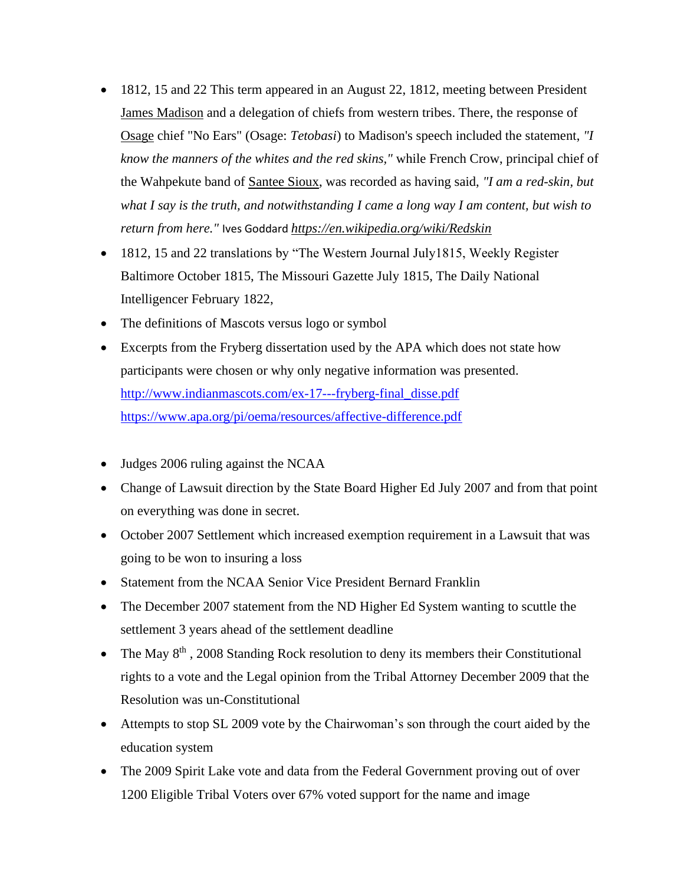- 1812, 15 and 22 This term appeared in an August 22, 1812, meeting between President James Madison and a delegation of chiefs from western tribes. There, the response of Osage chief "No Ears" (Osage: *Tetobasi*) to Madison's speech included the statement, *"I know the manners of the whites and the red skins,"* while French Crow, principal chief of the Wahpekute band of Santee Sioux, was recorded as having said, *"I am a red-skin, but what I say is the truth, and notwithstanding I came a long way I am content, but wish to return from here."* Ives Goddard *https://en.wikipedia.org/wiki/Redskin*
- 1812, 15 and 22 translations by "The Western Journal July1815, Weekly Register Baltimore October 1815, The Missouri Gazette July 1815, The Daily National Intelligencer February 1822,
- The definitions of Mascots versus logo or symbol
- Excerpts from the Fryberg dissertation used by the APA which does not state how participants were chosen or why only negative information was presented. http://www.indianmascots.com/ex-17---fryberg-final_disse.pdf https://www.apa.org/pi/oema/resources/affective-difference.pdf
- Judges 2006 ruling against the NCAA
- Change of Lawsuit direction by the State Board Higher Ed July 2007 and from that point on everything was done in secret.
- October 2007 Settlement which increased exemption requirement in a Lawsuit that was going to be won to insuring a loss
- Statement from the NCAA Senior Vice President Bernard Franklin
- The December 2007 statement from the ND Higher Ed System wanting to scuttle the settlement 3 years ahead of the settlement deadline
- The May 8th , 2008 Standing Rock resolution to deny its members their Constitutional rights to a vote and the Legal opinion from the Tribal Attorney December 2009 that the Resolution was un-Constitutional
- Attempts to stop SL 2009 vote by the Chairwoman's son through the court aided by the education system
- The 2009 Spirit Lake vote and data from the Federal Government proving out of over 1200 Eligible Tribal Voters over 67% voted support for the name and image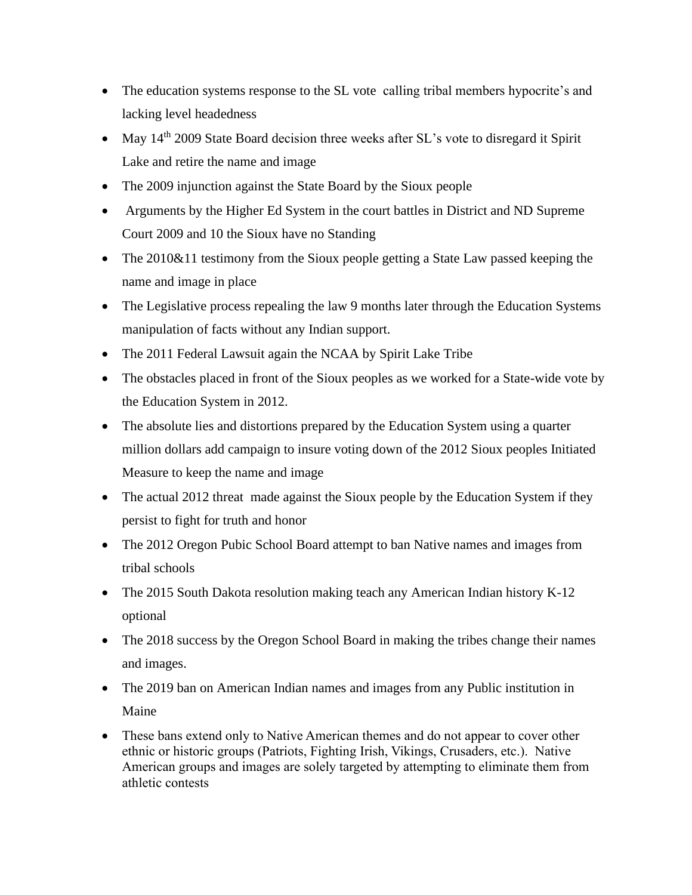- The education systems response to the SL vote  calling tribal members hypocrite's and lacking level headedness
- May 14th 2009 State Board decision three weeks after SL's vote to disregard it Spirit Lake and retire the name and image
- The 2009 injunction against the State Board by the Sioux people
- Arguments by the Higher Ed System in the court battles in District and ND Supreme Court 2009 and 10 the Sioux have no Standing
- The 2010&11 testimony from the Sioux people getting a State Law passed keeping the name and image in place
- The Legislative process repealing the law 9 months later through the Education Systems manipulation of facts without any Indian support.
- The 2011 Federal Lawsuit again the NCAA by Spirit Lake Tribe
- The obstacles placed in front of the Sioux peoples as we worked for a State-wide vote by the Education System in 2012.
- The absolute lies and distortions prepared by the Education System using a quarter million dollars add campaign to insure voting down of the 2012 Sioux peoples Initiated Measure to keep the name and image
- The actual 2012 threat  made against the Sioux people by the Education System if they persist to fight for truth and honor
- The 2012 Oregon Pubic School Board attempt to ban Native names and images from tribal schools
- The 2015 South Dakota resolution making teach any American Indian history K-12 optional
- The 2018 success by the Oregon School Board in making the tribes change their names and images.
- The 2019 ban on American Indian names and images from any Public institution in Maine
- These bans extend only to Native American themes and do not appear to cover other ethnic or historic groups (Patriots, Fighting Irish, Vikings, Crusaders, etc.).  Native American groups and images are solely targeted by attempting to eliminate them from athletic contests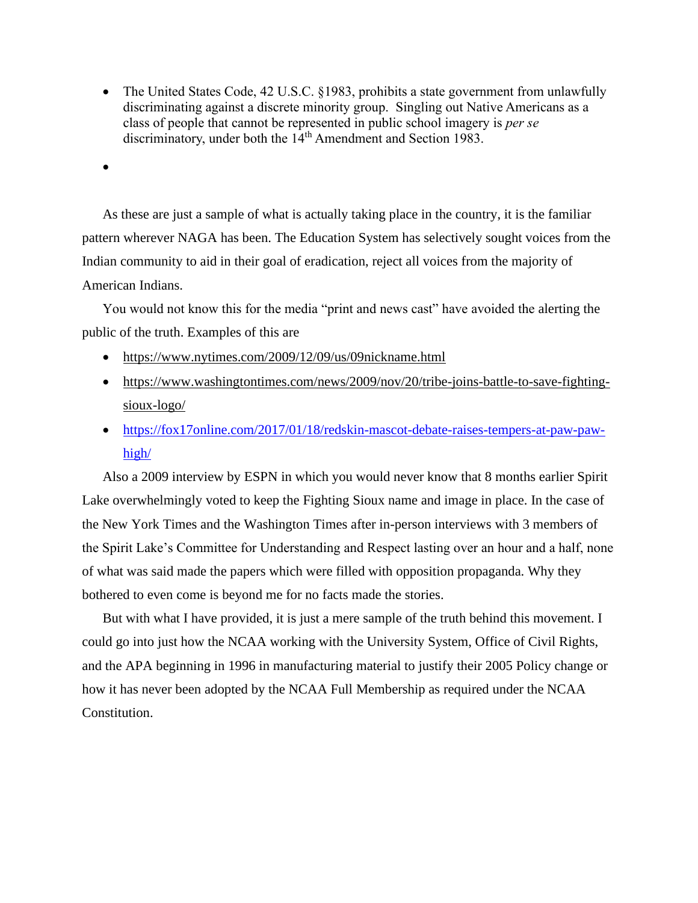- The United States Code, 42 U.S.C. §1983, prohibits a state government from unlawfully discriminating against a discrete minority group. Singling out Native Americans as a class of people that cannot be represented in public school imagery is *per se* discriminatory, under both the 14th Amendment and Section 1983.
- 

As these are just a sample of what is actually taking place in the country, it is the familiar pattern wherever NAGA has been. The Education System has selectively sought voices from the Indian community to aid in their goal of eradication, reject all voices from the majority of American Indians.

You would not know this for the media "print and news cast" have avoided the alerting the public of the truth. Examples of this are

- https://www.nytimes.com/2009/12/09/us/09nickname.html
- https://www.washingtontimes.com/news/2009/nov/20/tribe-joins-battle-to-save-fighting-sioux-logo/
- https://fox17online.com/2017/01/18/redskin-mascot-debate-raises-tempers-at-paw-paw-high/

Also a 2009 interview by ESPN in which you would never know that 8 months earlier Spirit Lake overwhelmingly voted to keep the Fighting Sioux name and image in place. In the case of the New York Times and the Washington Times after in-person interviews with 3 members of the Spirit Lake's Committee for Understanding and Respect lasting over an hour and a half, none of what was said made the papers which were filled with opposition propaganda. Why they bothered to even come is beyond me for no facts made the stories.

But with what I have provided, it is just a mere sample of the truth behind this movement. I could go into just how the NCAA working with the University System, Office of Civil Rights, and the APA beginning in 1996 in manufacturing material to justify their 2005 Policy change or how it has never been adopted by the NCAA Full Membership as required under the NCAA Constitution.